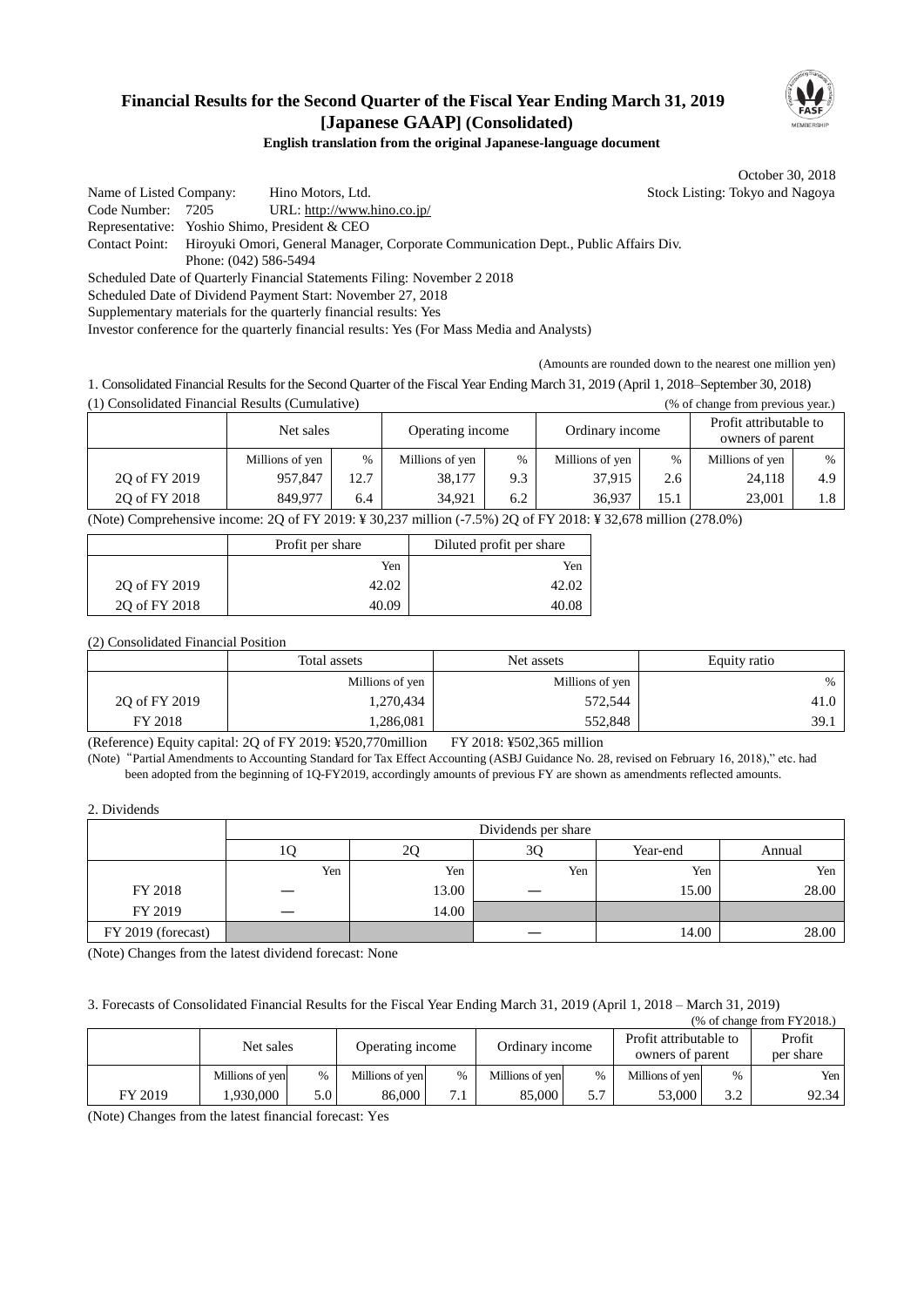# Financial Results for the Second Quarter of the Fiscal Year Ending March 31, 2019 [Japanese GAAP] (Consolidated)

**English translation from the original Japanese-language document**

October 30, 2018

Name of Listed Company: Hino Motors, Ltd. Stock Listing: Tokyo and Nagoya
Code Number: 7205 URL: http://www.hino.co.jp/
Representative: Yoshio Shimo, President & CEO
Contact Point: Hiroyuki Omori, General Manager, Corporate Communication Dept., Public Affairs Div.
Phone: (042) 586-5494
Scheduled Date of Quarterly Financial Statements Filing: November 2 2018
Scheduled Date of Dividend Payment Start: November 27, 2018
Supplementary materials for the quarterly financial results: Yes
Investor conference for the quarterly financial results: Yes (For Mass Media and Analysts)

(Amounts are rounded down to the nearest one million yen)

1. Consolidated Financial Results for the Second Quarter of the Fiscal Year Ending March 31, 2019 (April 1, 2018–September 30, 2018)

(1) Consolidated Financial Results (Cumulative) (% of change from previous year.)

| | Net sales | | Operating income | | Ordinary income | | Profit attributable to owners of parent | |
|---|---|---|---|---|---|---|---|---|
| | Millions of yen | % | Millions of yen | % | Millions of yen | % | Millions of yen | % |
| 2Q of FY 2019 | 957,847 | 12.7 | 38,177 | 9.3 | 37,915 | 2.6 | 24,118 | 4.9 |
| 2Q of FY 2018 | 849,977 | 6.4 | 34,921 | 6.2 | 36,937 | 15.1 | 23,001 | 1.8 |

(Note) Comprehensive income: 2Q of FY 2019: ¥ 30,237 million (-7.5%) 2Q of FY 2018: ¥ 32,678 million (278.0%)

| | Profit per share | Diluted profit per share |
|---|---|---|
| | Yen | Yen |
| 2Q of FY 2019 | 42.02 | 42.02 |
| 2Q of FY 2018 | 40.09 | 40.08 |

(2) Consolidated Financial Position

| | Total assets | Net assets | Equity ratio |
|---|---|---|---|
| | Millions of yen | Millions of yen | % |
| 2Q of FY 2019 | 1,270,434 | 572,544 | 41.0 |
| FY 2018 | 1,286,081 | 552,848 | 39.1 |

(Reference) Equity capital: 2Q of FY 2019: ¥520,770million FY 2018: ¥502,365 million

(Note) "Partial Amendments to Accounting Standard for Tax Effect Accounting (ASBJ Guidance No. 28, revised on February 16, 2018)," etc. had been adopted from the beginning of 1Q-FY2019, accordingly amounts of previous FY are shown as amendments reflected amounts.

2. Dividends

| | Dividends per share | | | | |
|---|---|---|---|---|---|
| | 1Q | 2Q | 3Q | Year-end | Annual |
| | Yen | Yen | Yen | Yen | Yen |
| FY 2018 | — | 13.00 | — | 15.00 | 28.00 |
| FY 2019 | — | 14.00 | | | |
| FY 2019 (forecast) | | | — | 14.00 | 28.00 |

(Note) Changes from the latest dividend forecast: None

3. Forecasts of Consolidated Financial Results for the Fiscal Year Ending March 31, 2019 (April 1, 2018 – March 31, 2019)

(% of change from FY2018.)

| | Net sales | | Operating income | | Ordinary income | | Profit attributable to owners of parent | | Profit per share |
|---|---|---|---|---|---|---|---|---|---|
| | Millions of yen | % | Millions of yen | % | Millions of yen | % | Millions of yen | % | Yen |
| FY 2019 | 1,930,000 | 5.0 | 86,000 | 7.1 | 85,000 | 5.7 | 53,000 | 3.2 | 92.34 |

(Note) Changes from the latest financial forecast: Yes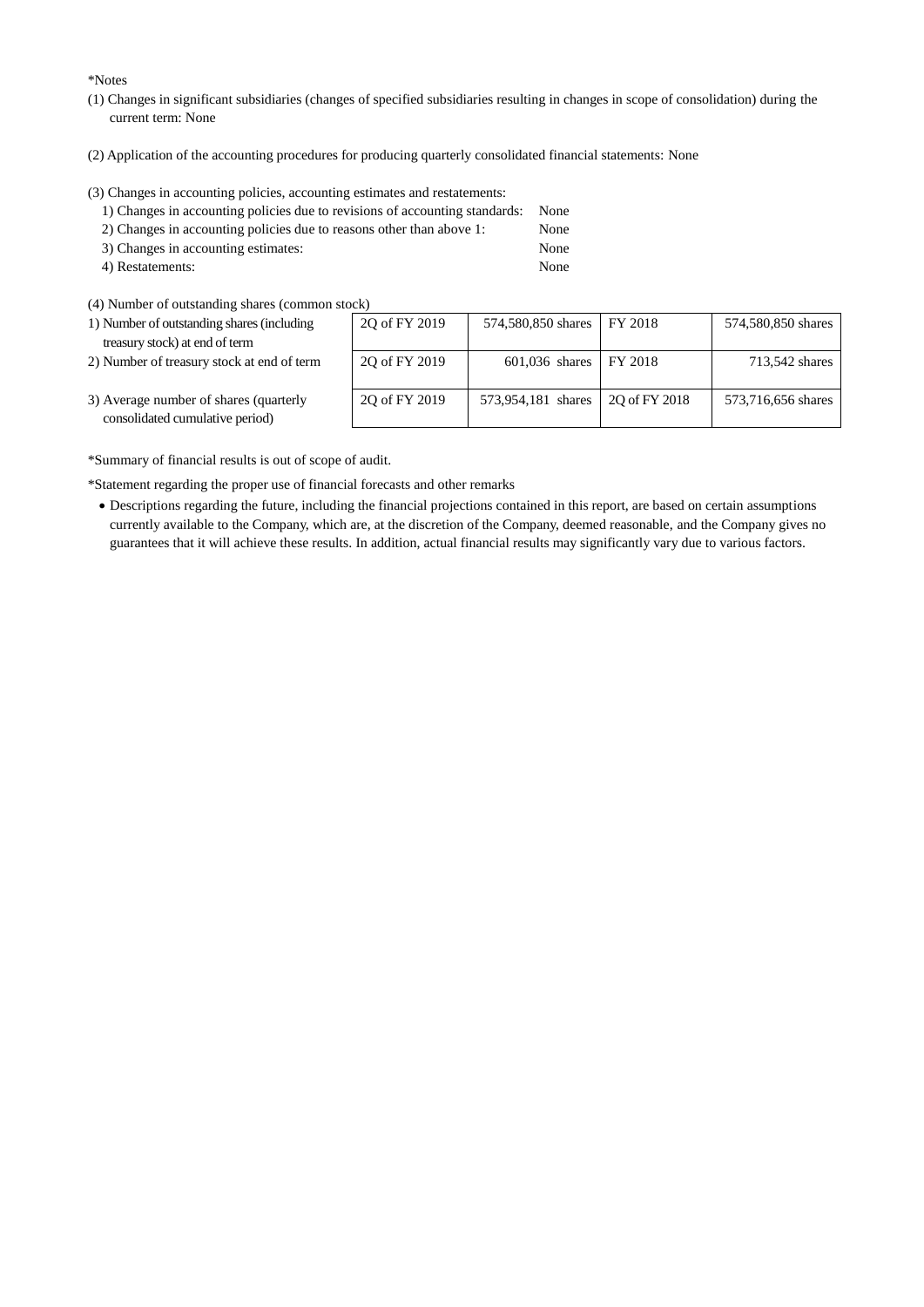*Notes

(1) Changes in significant subsidiaries (changes of specified subsidiaries resulting in changes in scope of consolidation) during the current term: None

(2) Application of the accounting procedures for producing quarterly consolidated financial statements: None

(3) Changes in accounting policies, accounting estimates and restatements:

1) Changes in accounting policies due to revisions of accounting standards: None
2) Changes in accounting policies due to reasons other than above 1: None
3) Changes in accounting estimates: None
4) Restatements: None

(4) Number of outstanding shares (common stock)

| | | | | |
|---|---|---|---|---|
| 1) Number of outstanding shares (including treasury stock) at end of term | 2Q of FY 2019 | 574,580,850 shares | FY 2018 | 574,580,850 shares |
| 2) Number of treasury stock at end of term | 2Q of FY 2019 | 601,036 shares | FY 2018 | 713,542 shares |
| 3) Average number of shares (quarterly consolidated cumulative period) | 2Q of FY 2019 | 573,954,181 shares | 2Q of FY 2018 | 573,716,656 shares |

*Summary of financial results is out of scope of audit.

*Statement regarding the proper use of financial forecasts and other remarks

- Descriptions regarding the future, including the financial projections contained in this report, are based on certain assumptions currently available to the Company, which are, at the discretion of the Company, deemed reasonable, and the Company gives no guarantees that it will achieve these results. In addition, actual financial results may significantly vary due to various factors.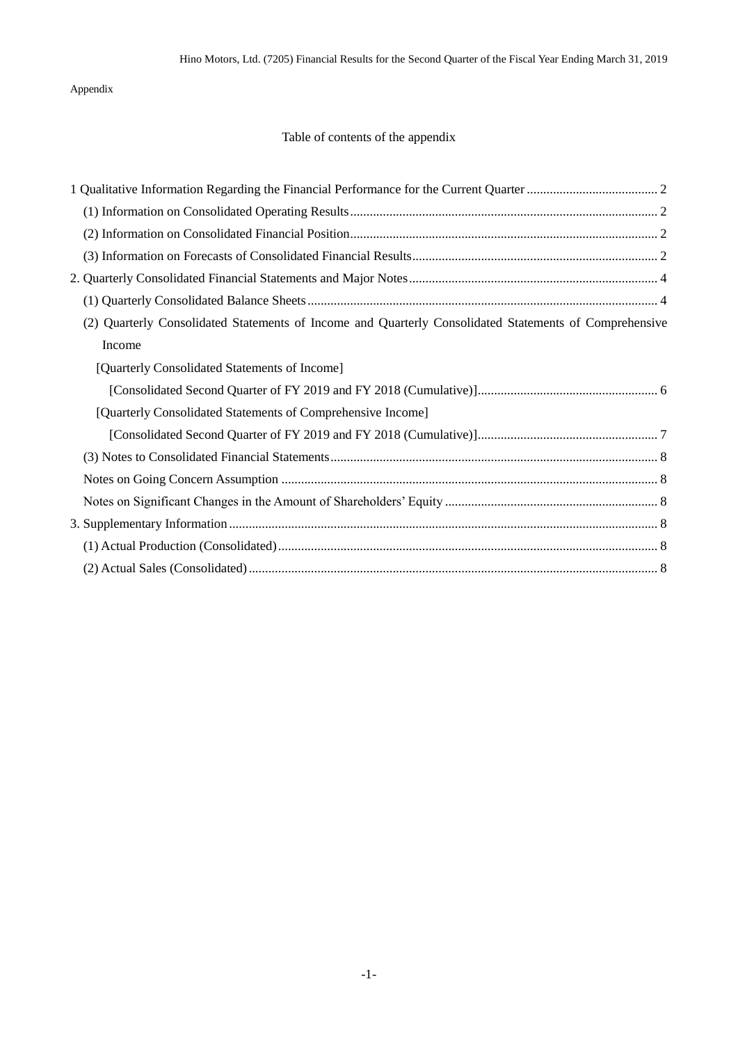Appendix

## Table of contents of the appendix

1 Qualitative Information Regarding the Financial Performance for the Current Quarter ........................................ 2

(1) Information on Consolidated Operating Results ............................................................................................. 2

(2) Information on Consolidated Financial Position............................................................................................. 2

(3) Information on Forecasts of Consolidated Financial Results.......................................................................... 2

2. Quarterly Consolidated Financial Statements and Major Notes........................................................................... 4

(1) Quarterly Consolidated Balance Sheets .......................................................................................................... 4

(2) Quarterly Consolidated Statements of Income and Quarterly Consolidated Statements of Comprehensive Income

[Quarterly Consolidated Statements of Income]

[Consolidated Second Quarter of FY 2019 and FY 2018 (Cumulative)]...................................................... 6

[Quarterly Consolidated Statements of Comprehensive Income]

[Consolidated Second Quarter of FY 2019 and FY 2018 (Cumulative)]...................................................... 7

(3) Notes to Consolidated Financial Statements................................................................................................... 8

Notes on Going Concern Assumption .................................................................................................................. 8

Notes on Significant Changes in the Amount of Shareholders' Equity ................................................................ 8

3. Supplementary Information ................................................................................................................................. 8

(1) Actual Production (Consolidated).................................................................................................................. 8

(2) Actual Sales (Consolidated) ........................................................................................................................... 8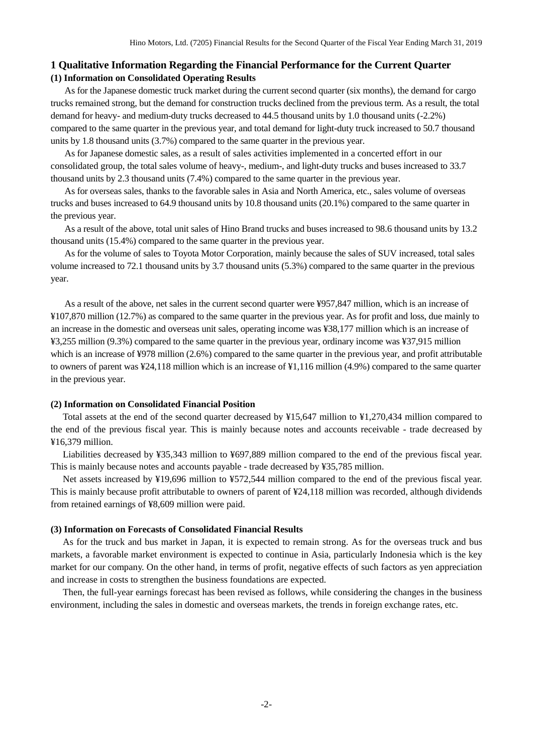# 1 Qualitative Information Regarding the Financial Performance for the Current Quarter

## (1) Information on Consolidated Operating Results

As for the Japanese domestic truck market during the current second quarter (six months), the demand for cargo trucks remained strong, but the demand for construction trucks declined from the previous term. As a result, the total demand for heavy- and medium-duty trucks decreased to 44.5 thousand units by 1.0 thousand units (-2.2%) compared to the same quarter in the previous year, and total demand for light-duty truck increased to 50.7 thousand units by 1.8 thousand units (3.7%) compared to the same quarter in the previous year.

As for Japanese domestic sales, as a result of sales activities implemented in a concerted effort in our consolidated group, the total sales volume of heavy-, medium-, and light-duty trucks and buses increased to 33.7 thousand units by 2.3 thousand units (7.4%) compared to the same quarter in the previous year.

As for overseas sales, thanks to the favorable sales in Asia and North America, etc., sales volume of overseas trucks and buses increased to 64.9 thousand units by 10.8 thousand units (20.1%) compared to the same quarter in the previous year.

As a result of the above, total unit sales of Hino Brand trucks and buses increased to 98.6 thousand units by 13.2 thousand units (15.4%) compared to the same quarter in the previous year.

As for the volume of sales to Toyota Motor Corporation, mainly because the sales of SUV increased, total sales volume increased to 72.1 thousand units by 3.7 thousand units (5.3%) compared to the same quarter in the previous year.

As a result of the above, net sales in the current second quarter were ¥957,847 million, which is an increase of ¥107,870 million (12.7%) as compared to the same quarter in the previous year. As for profit and loss, due mainly to an increase in the domestic and overseas unit sales, operating income was ¥38,177 million which is an increase of ¥3,255 million (9.3%) compared to the same quarter in the previous year, ordinary income was ¥37,915 million which is an increase of ¥978 million (2.6%) compared to the same quarter in the previous year, and profit attributable to owners of parent was ¥24,118 million which is an increase of ¥1,116 million (4.9%) compared to the same quarter in the previous year.

## (2) Information on Consolidated Financial Position

Total assets at the end of the second quarter decreased by ¥15,647 million to ¥1,270,434 million compared to the end of the previous fiscal year. This is mainly because notes and accounts receivable - trade decreased by ¥16,379 million.

Liabilities decreased by ¥35,343 million to ¥697,889 million compared to the end of the previous fiscal year. This is mainly because notes and accounts payable - trade decreased by ¥35,785 million.

Net assets increased by ¥19,696 million to ¥572,544 million compared to the end of the previous fiscal year. This is mainly because profit attributable to owners of parent of ¥24,118 million was recorded, although dividends from retained earnings of ¥8,609 million were paid.

## (3) Information on Forecasts of Consolidated Financial Results

As for the truck and bus market in Japan, it is expected to remain strong. As for the overseas truck and bus markets, a favorable market environment is expected to continue in Asia, particularly Indonesia which is the key market for our company. On the other hand, in terms of profit, negative effects of such factors as yen appreciation and increase in costs to strengthen the business foundations are expected.

Then, the full-year earnings forecast has been revised as follows, while considering the changes in the business environment, including the sales in domestic and overseas markets, the trends in foreign exchange rates, etc.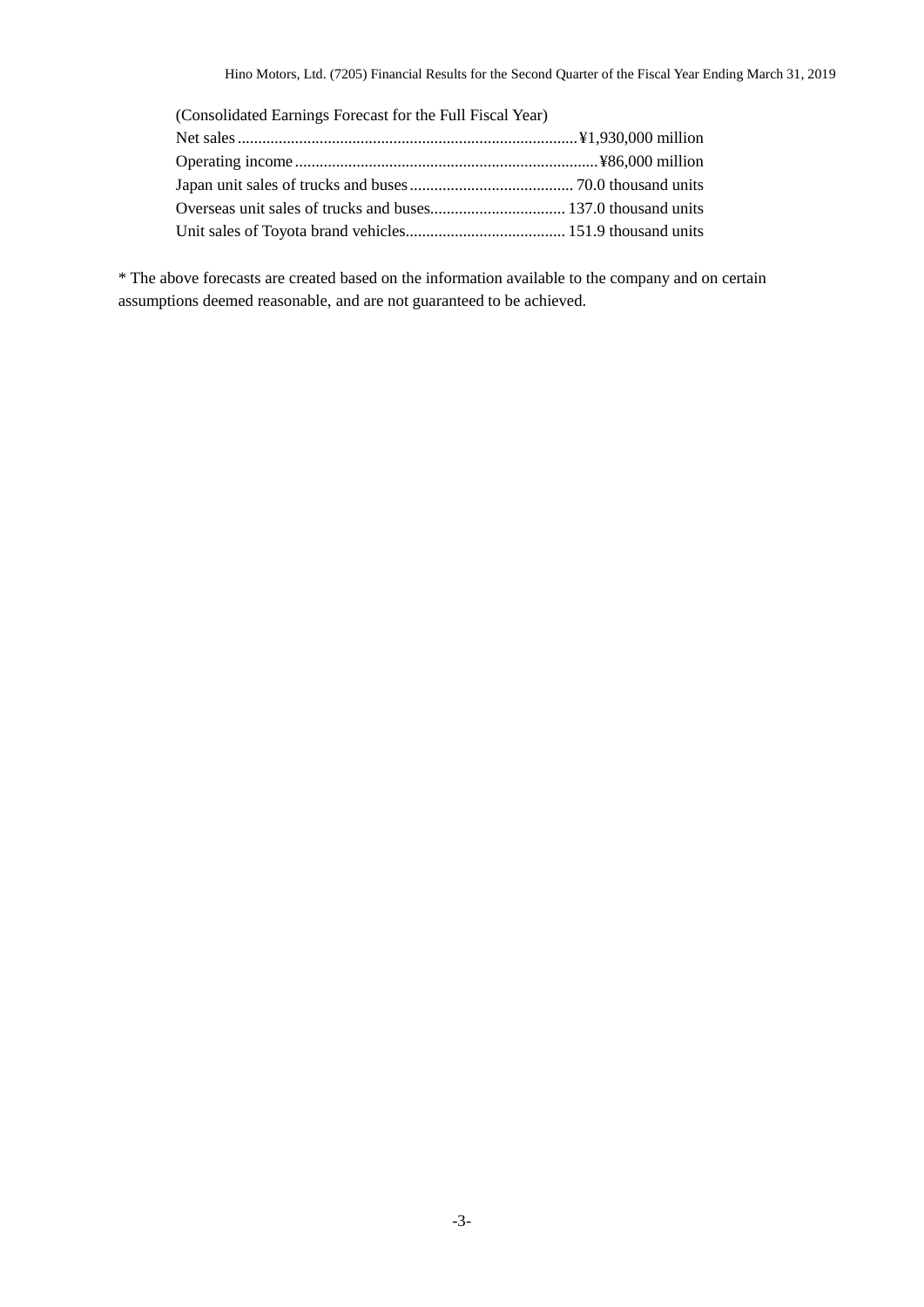(Consolidated Earnings Forecast for the Full Fiscal Year)

| | |
|---|---|
| Net sales | ¥1,930,000 million |
| Operating income | ¥86,000 million |
| Japan unit sales of trucks and buses | 70.0 thousand units |
| Overseas unit sales of trucks and buses | 137.0 thousand units |
| Unit sales of Toyota brand vehicles | 151.9 thousand units |

* The above forecasts are created based on the information available to the company and on certain assumptions deemed reasonable, and are not guaranteed to be achieved.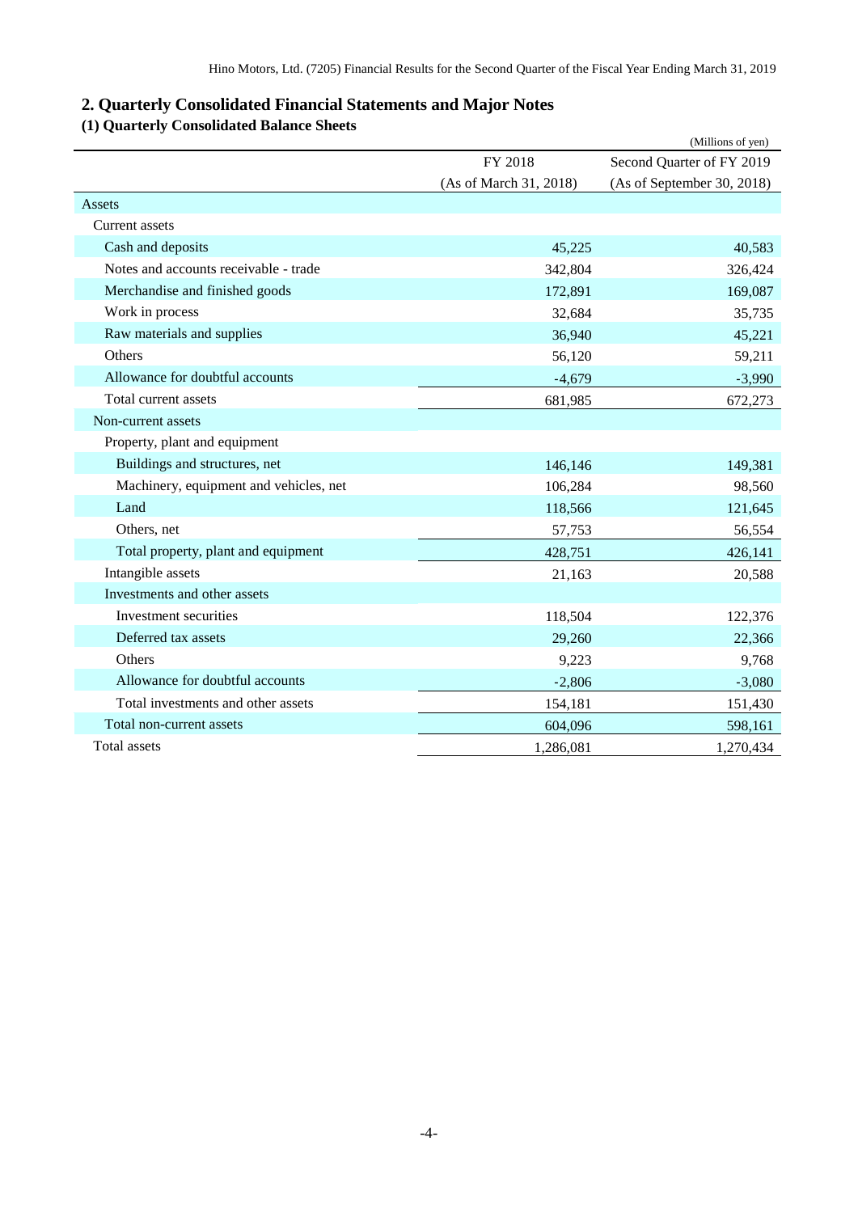## 2. Quarterly Consolidated Financial Statements and Major Notes

### (1) Quarterly Consolidated Balance Sheets

(Millions of yen)

| | FY 2018 (As of March 31, 2018) | Second Quarter of FY 2019 (As of September 30, 2018) |
|---|---|---|
| Assets | | |
| Current assets | | |
| Cash and deposits | 45,225 | 40,583 |
| Notes and accounts receivable - trade | 342,804 | 326,424 |
| Merchandise and finished goods | 172,891 | 169,087 |
| Work in process | 32,684 | 35,735 |
| Raw materials and supplies | 36,940 | 45,221 |
| Others | 56,120 | 59,211 |
| Allowance for doubtful accounts | -4,679 | -3,990 |
| Total current assets | 681,985 | 672,273 |
| Non-current assets | | |
| Property, plant and equipment | | |
| Buildings and structures, net | 146,146 | 149,381 |
| Machinery, equipment and vehicles, net | 106,284 | 98,560 |
| Land | 118,566 | 121,645 |
| Others, net | 57,753 | 56,554 |
| Total property, plant and equipment | 428,751 | 426,141 |
| Intangible assets | 21,163 | 20,588 |
| Investments and other assets | | |
| Investment securities | 118,504 | 122,376 |
| Deferred tax assets | 29,260 | 22,366 |
| Others | 9,223 | 9,768 |
| Allowance for doubtful accounts | -2,806 | -3,080 |
| Total investments and other assets | 154,181 | 151,430 |
| Total non-current assets | 604,096 | 598,161 |
| Total assets | 1,286,081 | 1,270,434 |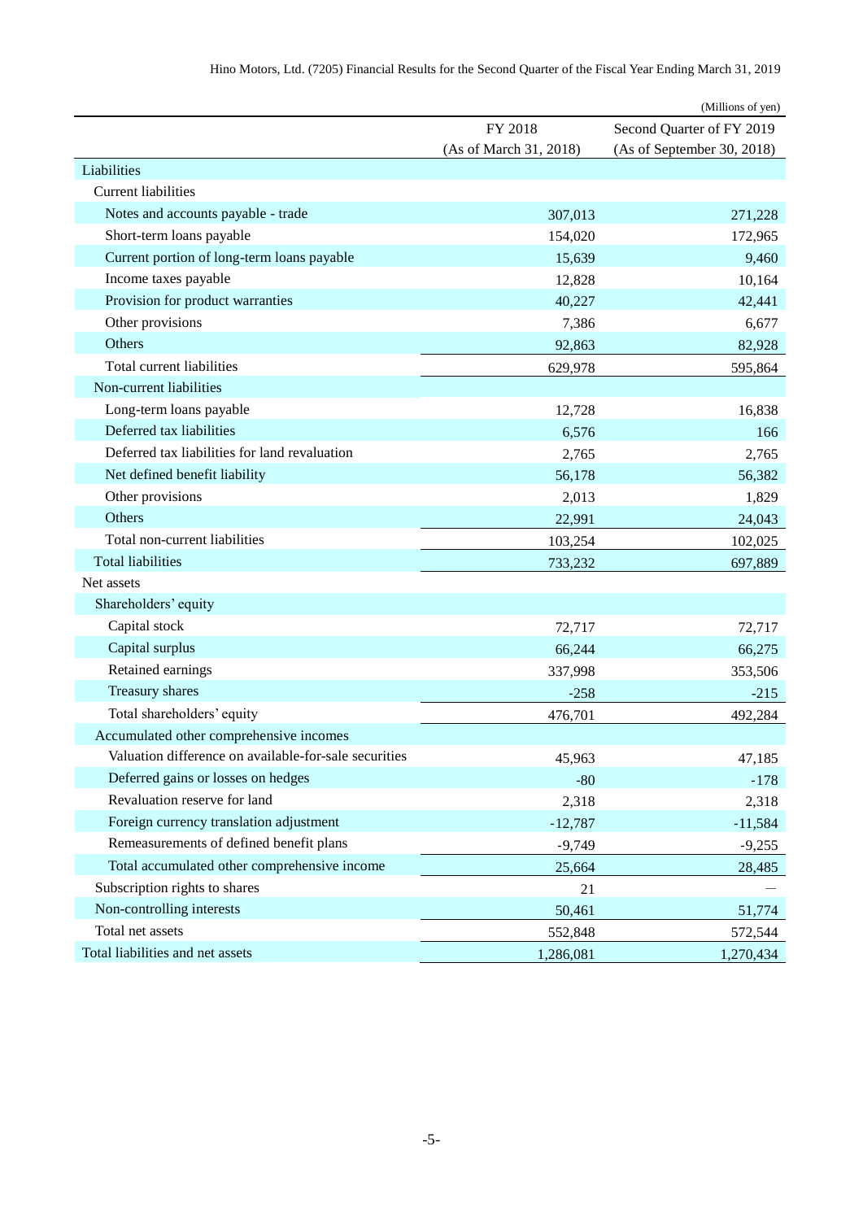(Millions of yen)

| | FY 2018 (As of March 31, 2018) | Second Quarter of FY 2019 (As of September 30, 2018) |
|---|---|---|
| Liabilities | | |
| Current liabilities | | |
| Notes and accounts payable - trade | 307,013 | 271,228 |
| Short-term loans payable | 154,020 | 172,965 |
| Current portion of long-term loans payable | 15,639 | 9,460 |
| Income taxes payable | 12,828 | 10,164 |
| Provision for product warranties | 40,227 | 42,441 |
| Other provisions | 7,386 | 6,677 |
| Others | 92,863 | 82,928 |
| Total current liabilities | 629,978 | 595,864 |
| Non-current liabilities | | |
| Long-term loans payable | 12,728 | 16,838 |
| Deferred tax liabilities | 6,576 | 166 |
| Deferred tax liabilities for land revaluation | 2,765 | 2,765 |
| Net defined benefit liability | 56,178 | 56,382 |
| Other provisions | 2,013 | 1,829 |
| Others | 22,991 | 24,043 |
| Total non-current liabilities | 103,254 | 102,025 |
| Total liabilities | 733,232 | 697,889 |
| Net assets | | |
| Shareholders' equity | | |
| Capital stock | 72,717 | 72,717 |
| Capital surplus | 66,244 | 66,275 |
| Retained earnings | 337,998 | 353,506 |
| Treasury shares | -258 | -215 |
| Total shareholders' equity | 476,701 | 492,284 |
| Accumulated other comprehensive incomes | | |
| Valuation difference on available-for-sale securities | 45,963 | 47,185 |
| Deferred gains or losses on hedges | -80 | -178 |
| Revaluation reserve for land | 2,318 | 2,318 |
| Foreign currency translation adjustment | -12,787 | -11,584 |
| Remeasurements of defined benefit plans | -9,749 | -9,255 |
| Total accumulated other comprehensive income | 25,664 | 28,485 |
| Subscription rights to shares | 21 | — |
| Non-controlling interests | 50,461 | 51,774 |
| Total net assets | 552,848 | 572,544 |
| Total liabilities and net assets | 1,286,081 | 1,270,434 |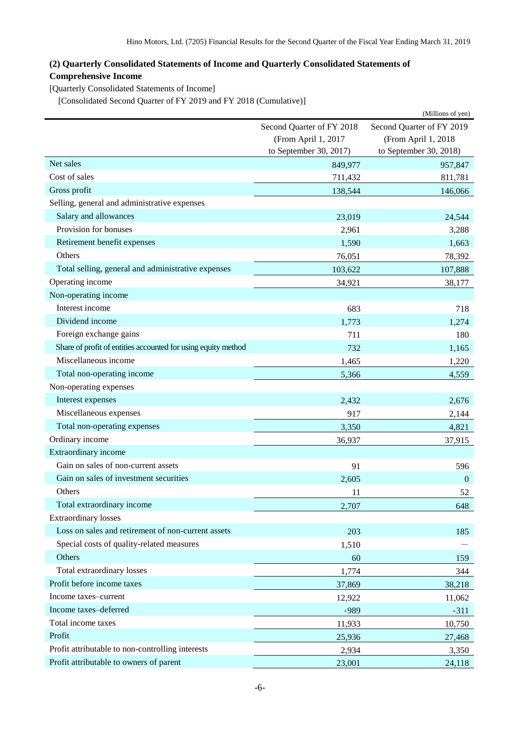## (2) Quarterly Consolidated Statements of Income and Quarterly Consolidated Statements of Comprehensive Income

[Quarterly Consolidated Statements of Income]

[Consolidated Second Quarter of FY 2019 and FY 2018 (Cumulative)]

(Millions of yen)

| | Second Quarter of FY 2018 (From April 1, 2017 to September 30, 2017) | Second Quarter of FY 2019 (From April 1, 2018 to September 30, 2018) |
|---|---|---|
| Net sales | 849,977 | 957,847 |
| Cost of sales | 711,432 | 811,781 |
| Gross profit | 138,544 | 146,066 |
| Selling, general and administrative expenses | | |
| Salary and allowances | 23,019 | 24,544 |
| Provision for bonuses | 2,961 | 3,288 |
| Retirement benefit expenses | 1,590 | 1,663 |
| Others | 76,051 | 78,392 |
| Total selling, general and administrative expenses | 103,622 | 107,888 |
| Operating income | 34,921 | 38,177 |
| Non-operating income | | |
| Interest income | 683 | 718 |
| Dividend income | 1,773 | 1,274 |
| Foreign exchange gains | 711 | 180 |
| Share of profit of entities accounted for using equity method | 732 | 1,165 |
| Miscellaneous income | 1,465 | 1,220 |
| Total non-operating income | 5,366 | 4,559 |
| Non-operating expenses | | |
| Interest expenses | 2,432 | 2,676 |
| Miscellaneous expenses | 917 | 2,144 |
| Total non-operating expenses | 3,350 | 4,821 |
| Ordinary income | 36,937 | 37,915 |
| Extraordinary income | | |
| Gain on sales of non-current assets | 91 | 596 |
| Gain on sales of investment securities | 2,605 | 0 |
| Others | 11 | 52 |
| Total extraordinary income | 2,707 | 648 |
| Extraordinary losses | | |
| Loss on sales and retirement of non-current assets | 203 | 185 |
| Special costs of quality-related measures | 1,510 | — |
| Others | 60 | 159 |
| Total extraordinary losses | 1,774 | 344 |
| Profit before income taxes | 37,869 | 38,218 |
| Income taxes–current | 12,922 | 11,062 |
| Income taxes–deferred | -989 | -311 |
| Total income taxes | 11,933 | 10,750 |
| Profit | 25,936 | 27,468 |
| Profit attributable to non-controlling interests | 2,934 | 3,350 |
| Profit attributable to owners of parent | 23,001 | 24,118 |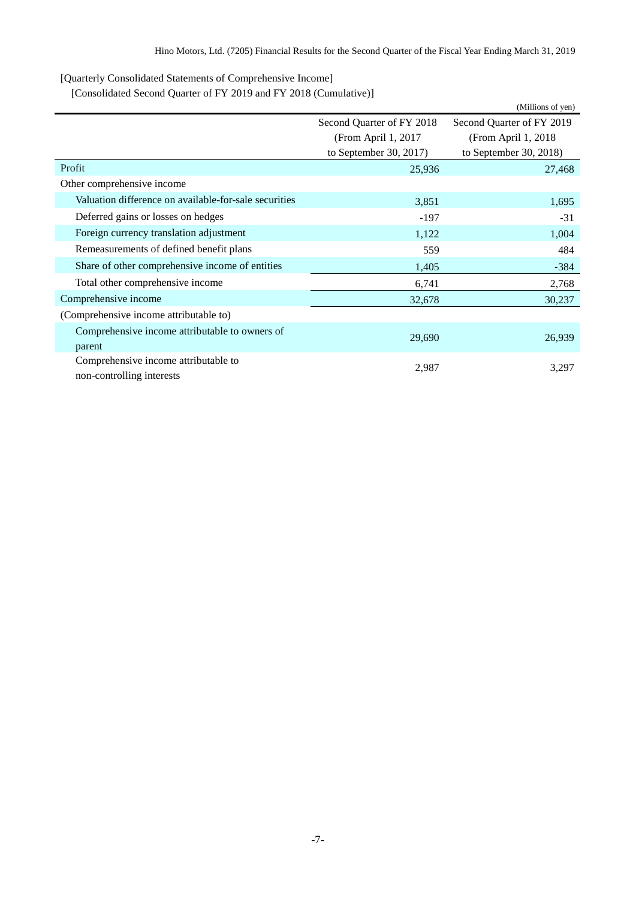[Quarterly Consolidated Statements of Comprehensive Income]

[Consolidated Second Quarter of FY 2019 and FY 2018 (Cumulative)]

(Millions of yen)

| | Second Quarter of FY 2018 (From April 1, 2017 to September 30, 2017) | Second Quarter of FY 2019 (From April 1, 2018 to September 30, 2018) |
|---|---|---|
| Profit | 25,936 | 27,468 |
| Other comprehensive income | | |
| Valuation difference on available-for-sale securities | 3,851 | 1,695 |
| Deferred gains or losses on hedges | -197 | -31 |
| Foreign currency translation adjustment | 1,122 | 1,004 |
| Remeasurements of defined benefit plans | 559 | 484 |
| Share of other comprehensive income of entities | 1,405 | -384 |
| Total other comprehensive income | 6,741 | 2,768 |
| Comprehensive income | 32,678 | 30,237 |
| (Comprehensive income attributable to) | | |
| Comprehensive income attributable to owners of parent | 29,690 | 26,939 |
| Comprehensive income attributable to non-controlling interests | 2,987 | 3,297 |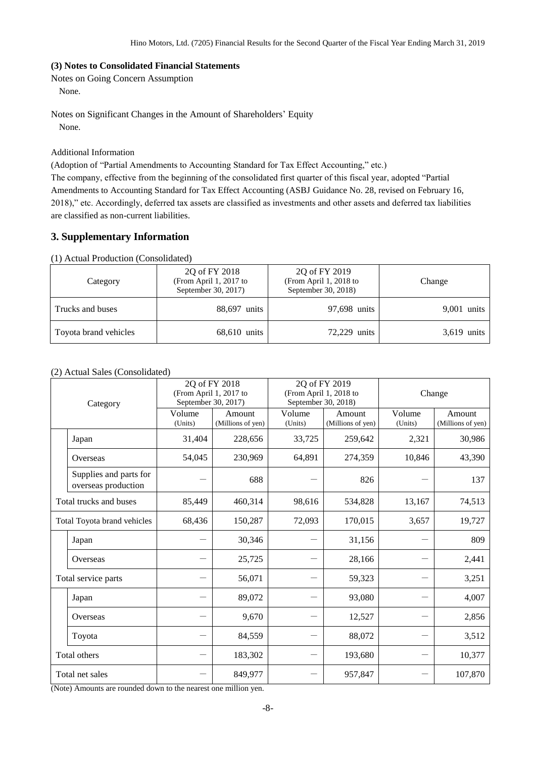### (3) Notes to Consolidated Financial Statements

Notes on Going Concern Assumption

None.

Notes on Significant Changes in the Amount of Shareholders' Equity

None.

Additional Information

(Adoption of "Partial Amendments to Accounting Standard for Tax Effect Accounting," etc.)

The company, effective from the beginning of the consolidated first quarter of this fiscal year, adopted "Partial Amendments to Accounting Standard for Tax Effect Accounting (ASBJ Guidance No. 28, revised on February 16, 2018)," etc. Accordingly, deferred tax assets are classified as investments and other assets and deferred tax liabilities are classified as non-current liabilities.

## 3. Supplementary Information

(1) Actual Production (Consolidated)

| Category | 2Q of FY 2018 (From April 1, 2017 to September 30, 2017) | 2Q of FY 2019 (From April 1, 2018 to September 30, 2018) | Change |
|---|---|---|---|
| Trucks and buses | 88,697 units | 97,698 units | 9,001 units |
| Toyota brand vehicles | 68,610 units | 72,229 units | 3,619 units |

(2) Actual Sales (Consolidated)

| Category | | 2Q of FY 2018 (From April 1, 2017 to September 30, 2017) | | 2Q of FY 2019 (From April 1, 2018 to September 30, 2018) | | Change | |
|---|---|---|---|---|---|---|---|
| | | Volume (Units) | Amount (Millions of yen) | Volume (Units) | Amount (Millions of yen) | Volume (Units) | Amount (Millions of yen) |
| | Japan | 31,404 | 228,656 | 33,725 | 259,642 | 2,321 | 30,986 |
| | Overseas | 54,045 | 230,969 | 64,891 | 274,359 | 10,846 | 43,390 |
| | Supplies and parts for overseas production | — | 688 | — | 826 | — | 137 |
| Total trucks and buses | | 85,449 | 460,314 | 98,616 | 534,828 | 13,167 | 74,513 |
| Total Toyota brand vehicles | | 68,436 | 150,287 | 72,093 | 170,015 | 3,657 | 19,727 |
| | Japan | — | 30,346 | — | 31,156 | — | 809 |
| | Overseas | — | 25,725 | — | 28,166 | — | 2,441 |
| Total service parts | | — | 56,071 | — | 59,323 | — | 3,251 |
| | Japan | — | 89,072 | — | 93,080 | — | 4,007 |
| | Overseas | — | 9,670 | — | 12,527 | — | 2,856 |
| | Toyota | — | 84,559 | — | 88,072 | — | 3,512 |
| Total others | | — | 183,302 | — | 193,680 | — | 10,377 |
| Total net sales | | — | 849,977 | — | 957,847 | — | 107,870 |

(Note) Amounts are rounded down to the nearest one million yen.